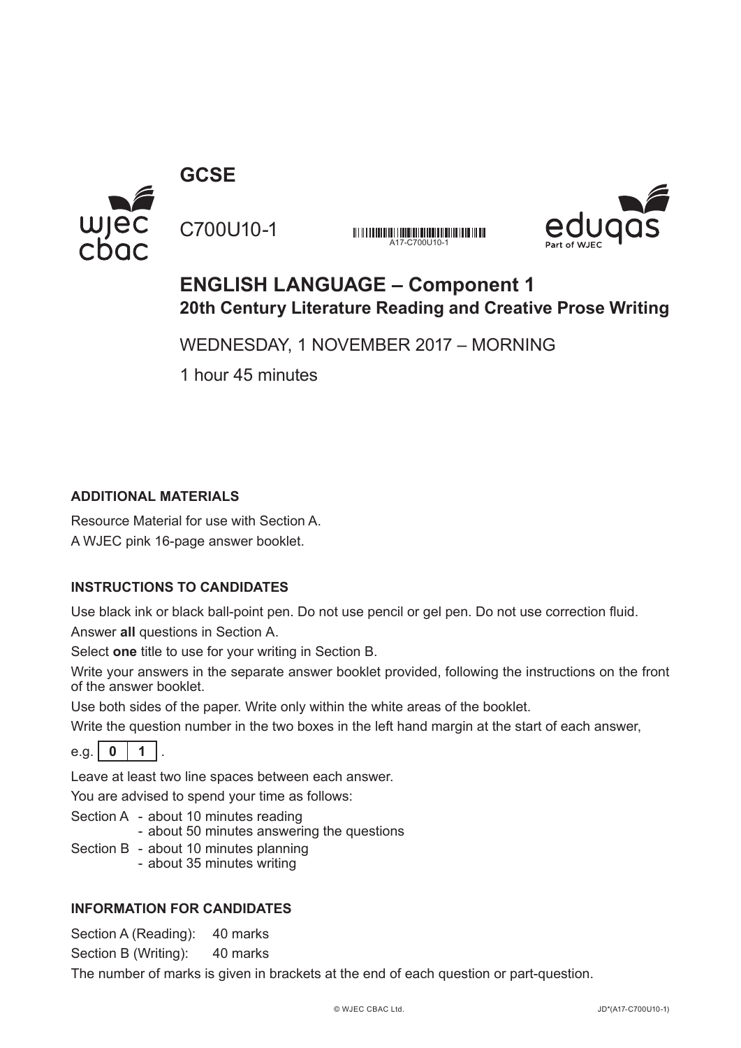# GCSE

C700U10-1

A17-C700U10-1

## ENGLISH LANGUAGE – Component 1

### 20th Century Literature Reading and Creative Prose Writing

WEDNESDAY, 1 NOVEMBER 2017 – MORNING

1 hour 45 minutes

**ADDITIONAL MATERIALS**

Resource Material for use with Section A.

A WJEC pink 16-page answer booklet.

**INSTRUCTIONS TO CANDIDATES**

Use black ink or black ball-point pen. Do not use pencil or gel pen. Do not use correction fluid.

Answer **all** questions in Section A.

Select **one** title to use for your writing in Section B.

Write your answers in the separate answer booklet provided, following the instructions on the front of the answer booklet.

Use both sides of the paper. Write only within the white areas of the booklet.

Write the question number in the two boxes in the left hand margin at the start of each answer,

e.g. | **0** | **1** | .

Leave at least two line spaces between each answer.

You are advised to spend your time as follows:

Section A - about 10 minutes reading
- about 50 minutes answering the questions

Section B - about 10 minutes planning
- about 35 minutes writing

**INFORMATION FOR CANDIDATES**

Section A (Reading): 40 marks

Section B (Writing): 40 marks

The number of marks is given in brackets at the end of each question or part-question.

© WJEC CBAC Ltd.

JD*(A17-C700U10-1)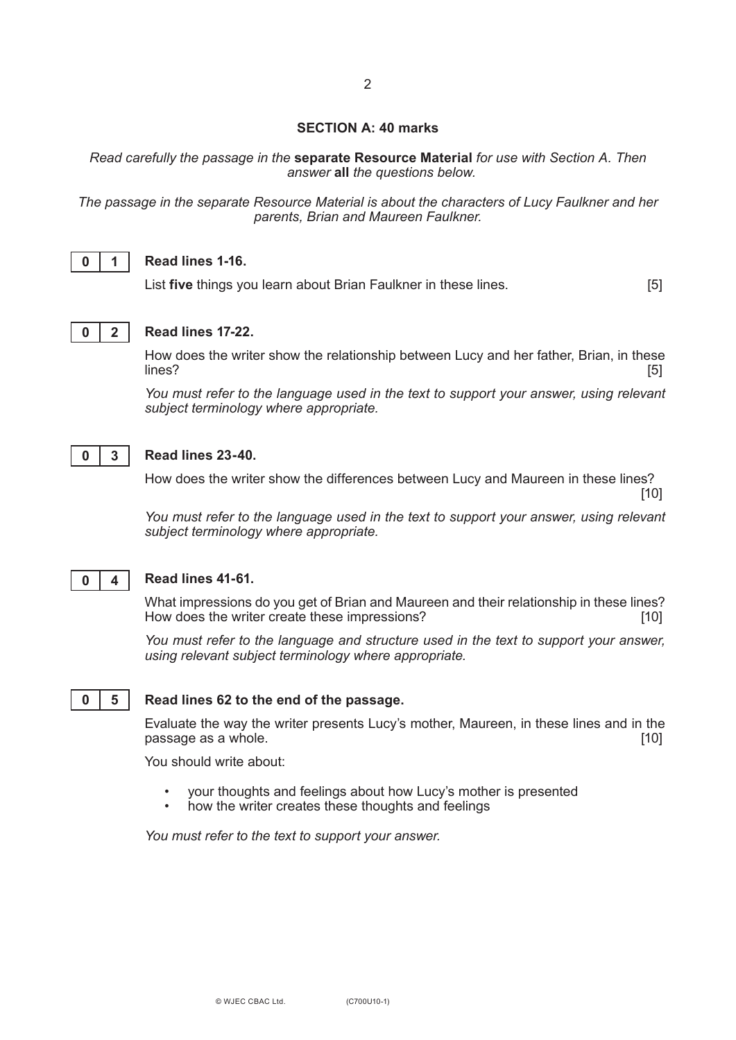## SECTION A: 40 marks

*Read carefully the passage in the* **separate Resource Material** *for use with Section A. Then answer* **all** *the questions below.*

*The passage in the separate Resource Material is about the characters of Lucy Faulkner and her parents, Brian and Maureen Faulkner.*

**0 1** **Read lines 1-16.**

List **five** things you learn about Brian Faulkner in these lines. [5]

**0 2** **Read lines 17-22.**

How does the writer show the relationship between Lucy and her father, Brian, in these lines? [5]

*You must refer to the language used in the text to support your answer, using relevant subject terminology where appropriate.*

**0 3** **Read lines 23-40.**

How does the writer show the differences between Lucy and Maureen in these lines? [10]

*You must refer to the language used in the text to support your answer, using relevant subject terminology where appropriate.*

**0 4** **Read lines 41-61.**

What impressions do you get of Brian and Maureen and their relationship in these lines? How does the writer create these impressions? [10]

*You must refer to the language and structure used in the text to support your answer, using relevant subject terminology where appropriate.*

**0 5** **Read lines 62 to the end of the passage.**

Evaluate the way the writer presents Lucy's mother, Maureen, in these lines and in the passage as a whole. [10]

You should write about:

- your thoughts and feelings about how Lucy's mother is presented
- how the writer creates these thoughts and feelings

*You must refer to the text to support your answer.*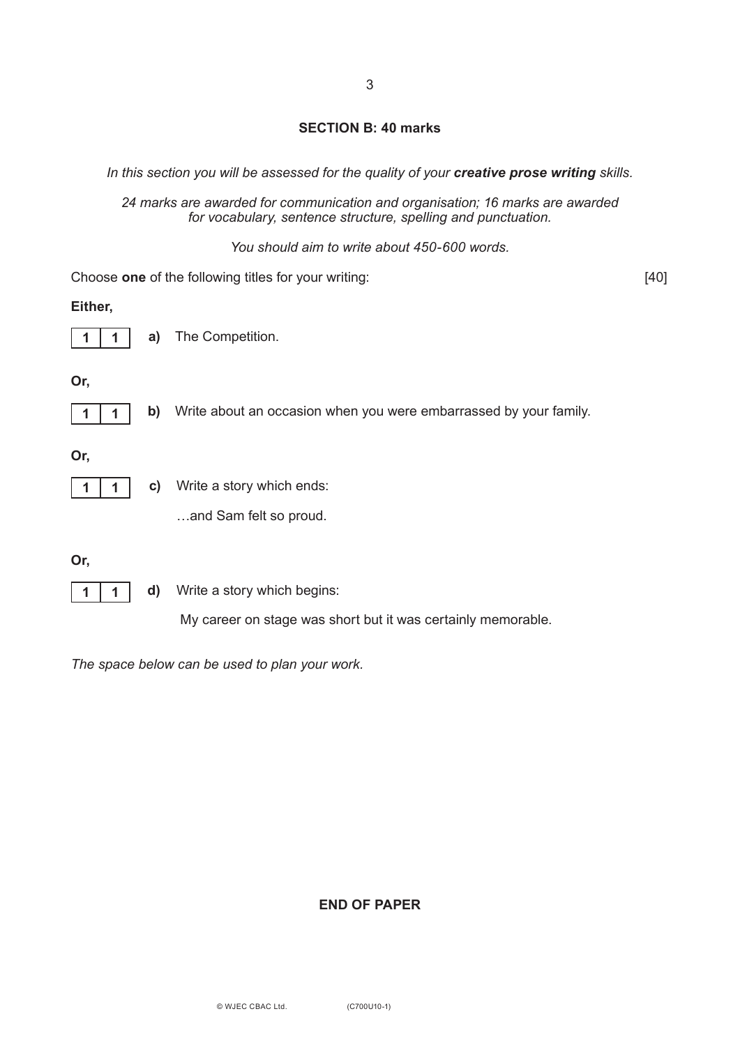**SECTION B: 40 marks**

*In this section you will be assessed for the quality of your* ***creative prose writing*** *skills.*

*24 marks are awarded for communication and organisation; 16 marks are awarded for vocabulary, sentence structure, spelling and punctuation.*

*You should aim to write about 450-600 words.*

Choose **one** of the following titles for your writing: [40]

**Either,**

**1 1** **a)** The Competition.

**Or,**

**1 1** **b)** Write about an occasion when you were embarrassed by your family.

**Or,**

**1 1** **c)** Write a story which ends:

…and Sam felt so proud.

**Or,**

**1 1** **d)** Write a story which begins:

My career on stage was short but it was certainly memorable.

*The space below can be used to plan your work.*

**END OF PAPER**

© WJEC CBAC Ltd. (C700U10-1)